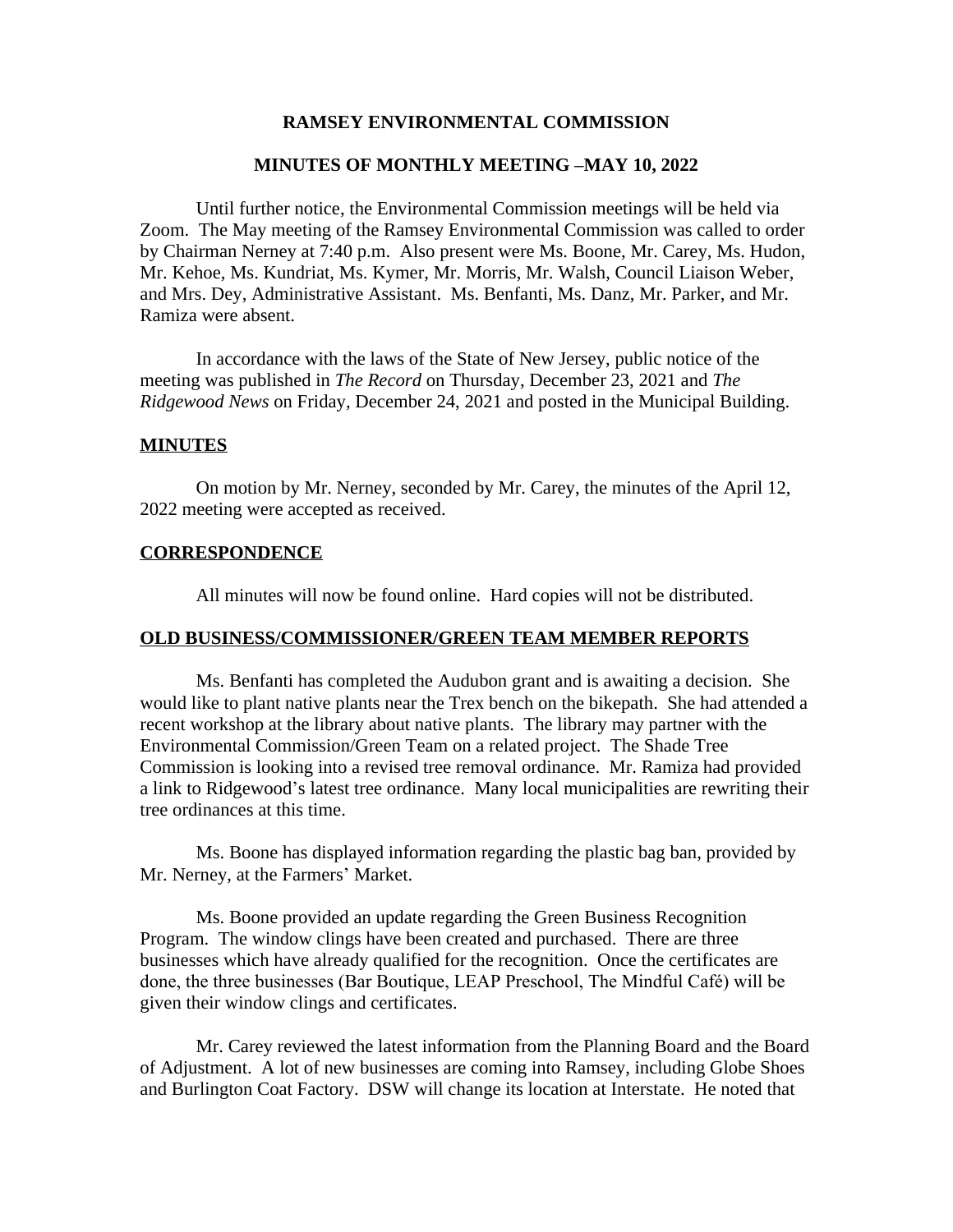# RAMSEY ENVIRONMENTAL COMMISSION

## MINUTES OF MONTHLY MEETING –MAY 10, 2022

Until further notice, the Environmental Commission meetings will be held via Zoom. The May meeting of the Ramsey Environmental Commission was called to order by Chairman Nerney at 7:40 p.m. Also present were Ms. Boone, Mr. Carey, Ms. Hudon, Mr. Kehoe, Ms. Kundriat, Ms. Kymer, Mr. Morris, Mr. Walsh, Council Liaison Weber, and Mrs. Dey, Administrative Assistant. Ms. Benfanti, Ms. Danz, Mr. Parker, and Mr. Ramiza were absent.

In accordance with the laws of the State of New Jersey, public notice of the meeting was published in *The Record* on Thursday, December 23, 2021 and *The Ridgewood News* on Friday, December 24, 2021 and posted in the Municipal Building.

### MINUTES

On motion by Mr. Nerney, seconded by Mr. Carey, the minutes of the April 12, 2022 meeting were accepted as received.

### CORRESPONDENCE

All minutes will now be found online. Hard copies will not be distributed.

### OLD BUSINESS/COMMISSIONER/GREEN TEAM MEMBER REPORTS

Ms. Benfanti has completed the Audubon grant and is awaiting a decision. She would like to plant native plants near the Trex bench on the bikepath. She had attended a recent workshop at the library about native plants. The library may partner with the Environmental Commission/Green Team on a related project. The Shade Tree Commission is looking into a revised tree removal ordinance. Mr. Ramiza had provided a link to Ridgewood's latest tree ordinance. Many local municipalities are rewriting their tree ordinances at this time.

Ms. Boone has displayed information regarding the plastic bag ban, provided by Mr. Nerney, at the Farmers' Market.

Ms. Boone provided an update regarding the Green Business Recognition Program. The window clings have been created and purchased. There are three businesses which have already qualified for the recognition. Once the certificates are done, the three businesses (Bar Boutique, LEAP Preschool, The Mindful Café) will be given their window clings and certificates.

Mr. Carey reviewed the latest information from the Planning Board and the Board of Adjustment. A lot of new businesses are coming into Ramsey, including Globe Shoes and Burlington Coat Factory. DSW will change its location at Interstate. He noted that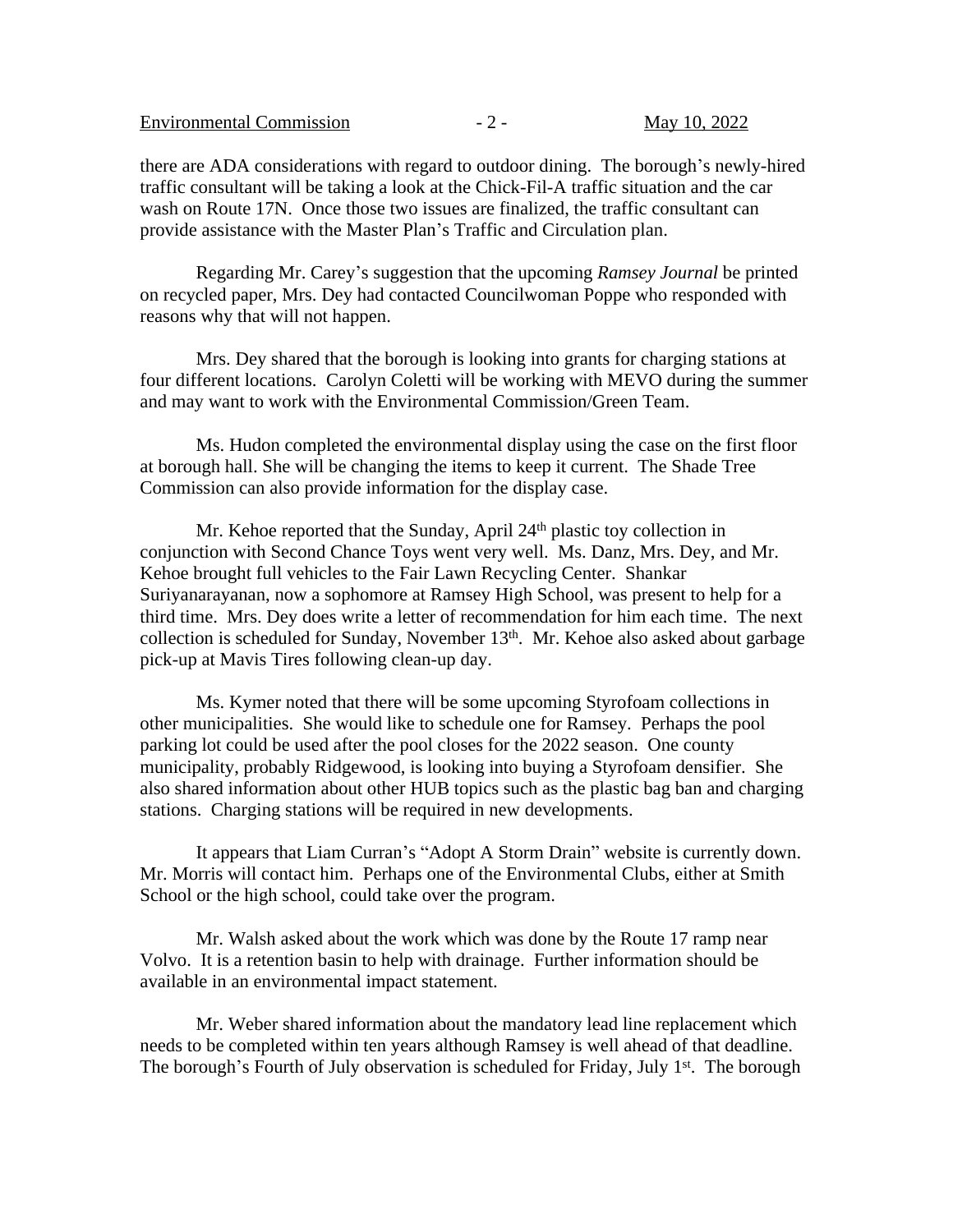there are ADA considerations with regard to outdoor dining. The borough's newly-hired traffic consultant will be taking a look at the Chick-Fil-A traffic situation and the car wash on Route 17N. Once those two issues are finalized, the traffic consultant can provide assistance with the Master Plan's Traffic and Circulation plan.

Regarding Mr. Carey's suggestion that the upcoming *Ramsey Journal* be printed on recycled paper, Mrs. Dey had contacted Councilwoman Poppe who responded with reasons why that will not happen.

Mrs. Dey shared that the borough is looking into grants for charging stations at four different locations. Carolyn Coletti will be working with MEVO during the summer and may want to work with the Environmental Commission/Green Team.

Ms. Hudon completed the environmental display using the case on the first floor at borough hall. She will be changing the items to keep it current. The Shade Tree Commission can also provide information for the display case.

Mr. Kehoe reported that the Sunday, April 24th plastic toy collection in conjunction with Second Chance Toys went very well. Ms. Danz, Mrs. Dey, and Mr. Kehoe brought full vehicles to the Fair Lawn Recycling Center. Shankar Suriyanarayanan, now a sophomore at Ramsey High School, was present to help for a third time. Mrs. Dey does write a letter of recommendation for him each time. The next collection is scheduled for Sunday, November 13th. Mr. Kehoe also asked about garbage pick-up at Mavis Tires following clean-up day.

Ms. Kymer noted that there will be some upcoming Styrofoam collections in other municipalities. She would like to schedule one for Ramsey. Perhaps the pool parking lot could be used after the pool closes for the 2022 season. One county municipality, probably Ridgewood, is looking into buying a Styrofoam densifier. She also shared information about other HUB topics such as the plastic bag ban and charging stations. Charging stations will be required in new developments.

It appears that Liam Curran's "Adopt A Storm Drain" website is currently down. Mr. Morris will contact him. Perhaps one of the Environmental Clubs, either at Smith School or the high school, could take over the program.

Mr. Walsh asked about the work which was done by the Route 17 ramp near Volvo. It is a retention basin to help with drainage. Further information should be available in an environmental impact statement.

Mr. Weber shared information about the mandatory lead line replacement which needs to be completed within ten years although Ramsey is well ahead of that deadline. The borough's Fourth of July observation is scheduled for Friday, July 1st. The borough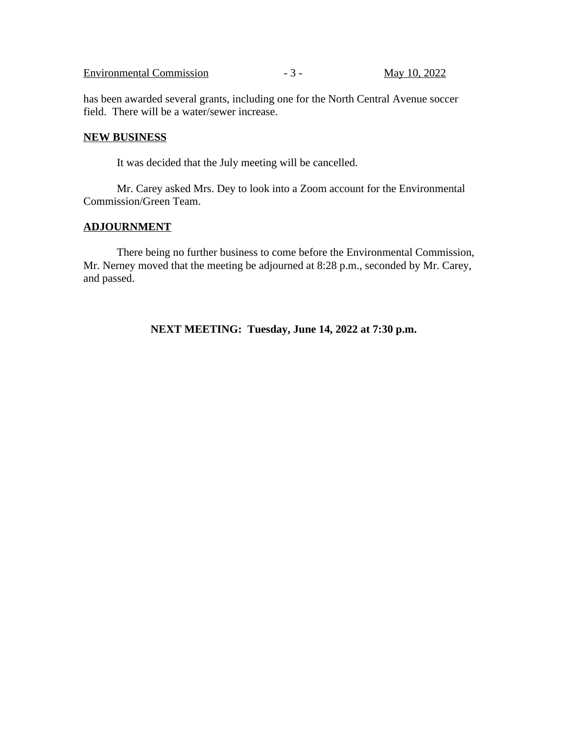has been awarded several grants, including one for the North Central Avenue soccer field. There will be a water/sewer increase.

## NEW BUSINESS

It was decided that the July meeting will be cancelled.

Mr. Carey asked Mrs. Dey to look into a Zoom account for the Environmental Commission/Green Team.

## ADJOURNMENT

There being no further business to come before the Environmental Commission, Mr. Nerney moved that the meeting be adjourned at 8:28 p.m., seconded by Mr. Carey, and passed.

**NEXT MEETING: Tuesday, June 14, 2022 at 7:30 p.m.**